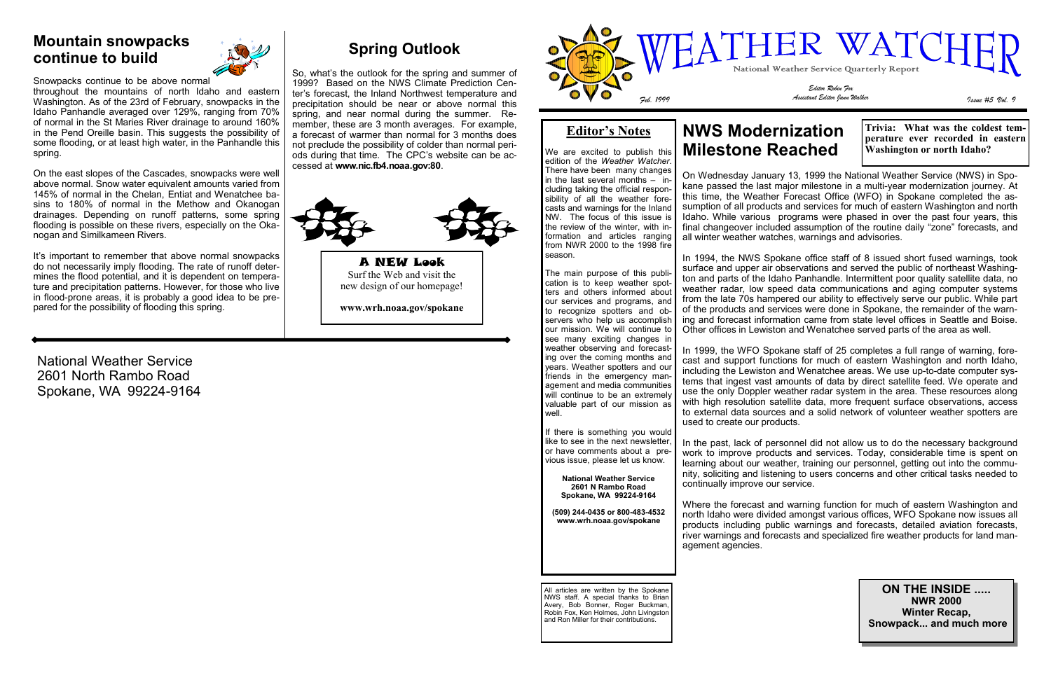## Mountain snowpacks continue to build

Snowpacks continue to be above normal throughout the mountains of north Idaho and eastern Washington. As of the 23rd of February, snowpacks in the Idaho Panhandle averaged over 129%, ranging from 70% of normal in the St Maries River drainage to around 160% in the Pend Oreille basin. This suggests the possibility of some flooding, or at least high water, in the Panhandle this spring.

On the east slopes of the Cascades, snowpacks were well above normal. Snow water equivalent amounts varied from 145% of normal in the Chelan, Entiat and Wenatchee basins to 180% of normal in the Methow and Okanogan drainages. Depending on runoff patterns, some spring flooding is possible on these rivers, especially on the Okanogan and Similkameen Rivers.

It's important to remember that above normal snowpacks do not necessarily imply flooding. The rate of runoff determines the flood potential, and it is dependent on temperature and precipitation patterns. However, for those who live in flood-prone areas, it is probably a good idea to be prepared for the possibility of flooding this spring.

## Spring Outlook

So, what's the outlook for the spring and summer of 1999? Based on the NWS Climate Prediction Center's forecast, the Inland Northwest temperature and precipitation should be near or above normal this spring, and near normal during the summer. Remember, these are 3 month averages. For example, a forecast of warmer than normal for 3 months does not preclude the possibility of colder than normal periods during that time. The CPC's website can be accessed at **www.nic.fb4.noaa.gov:80**.

**A NEW Look**

Surf the Web and visit the new design of our homepage!

**www.wrh.noaa.gov/spokane**

National Weather Service
2601 North Rambo Road
Spokane, WA 99224-9164

# WEATHER WATCHER

National Weather Service Quarterly Report

*Feb. 1999*

*Editor Robin Fox*
*Assistant Editor Jann Walker*

*Issue #5 Vol. 9*

## Editor's Notes

We are excited to publish this edition of the *Weather Watcher*. There have been many changes in the last several months – including taking the official responsibility of all the weather forecasts and warnings for the Inland NW. The focus of this issue is the review of the winter, with information and articles ranging from NWR 2000 to the 1998 fire season.

The main purpose of this publication is to keep weather spotters and others informed about our services and programs, and to recognize spotters and observers who help us accomplish our mission. We will continue to see many exciting changes in weather observing and forecasting over the coming months and years. Weather spotters and our friends in the emergency management and media communities will continue to be an extremely valuable part of our mission as well.

If there is something you would like to see in the next newsletter, or have comments about a previous issue, please let us know.

**National Weather Service**
**2601 N Rambo Road**
**Spokane, WA 99224-9164**

**(509) 244-0435 or 800-483-4532**
**www.wrh.noaa.gov/spokane**

All articles are written by the Spokane NWS staff. A special thanks to Brian Avery, Bob Bonner, Roger Buckman, Robin Fox, Ken Holmes, John Livingston and Ron Miller for their contributions.

## NWS Modernization Milestone Reached

**Trivia: What was the coldest temperature ever recorded in eastern Washington or north Idaho?**

On Wednesday January 13, 1999 the National Weather Service (NWS) in Spokane passed the last major milestone in a multi-year modernization journey. At this time, the Weather Forecast Office (WFO) in Spokane completed the assumption of all products and services for much of eastern Washington and north Idaho. While various programs were phased in over the past four years, this final changeover included assumption of the routine daily "zone" forecasts, and all winter weather watches, warnings and advisories.

In 1994, the NWS Spokane office staff of 8 issued short fused warnings, took surface and upper air observations and served the public of northeast Washington and parts of the Idaho Panhandle. Intermittent poor quality satellite data, no weather radar, low speed data communications and aging computer systems from the late 70s hampered our ability to effectively serve our public. While part of the products and services were done in Spokane, the remainder of the warning and forecast information came from state level offices in Seattle and Boise. Other offices in Lewiston and Wenatchee served parts of the area as well.

In 1999, the WFO Spokane staff of 25 completes a full range of warning, forecast and support functions for much of eastern Washington and north Idaho, including the Lewiston and Wenatchee areas. We use up-to-date computer systems that ingest vast amounts of data by direct satellite feed. We operate and use the only Doppler weather radar system in the area. These resources along with high resolution satellite data, more frequent surface observations, access to external data sources and a solid network of volunteer weather spotters are used to create our products.

In the past, lack of personnel did not allow us to do the necessary background work to improve products and services. Today, considerable time is spent on learning about our weather, training our personnel, getting out into the community, soliciting and listening to users concerns and other critical tasks needed to continually improve our service.

Where the forecast and warning function for much of eastern Washington and north Idaho were divided amongst various offices, WFO Spokane now issues all products including public warnings and forecasts, detailed aviation forecasts, river warnings and forecasts and specialized fire weather products for land management agencies.

**ON THE INSIDE .....**
**NWR 2000**
**Winter Recap,**
**Snowpack... and much more**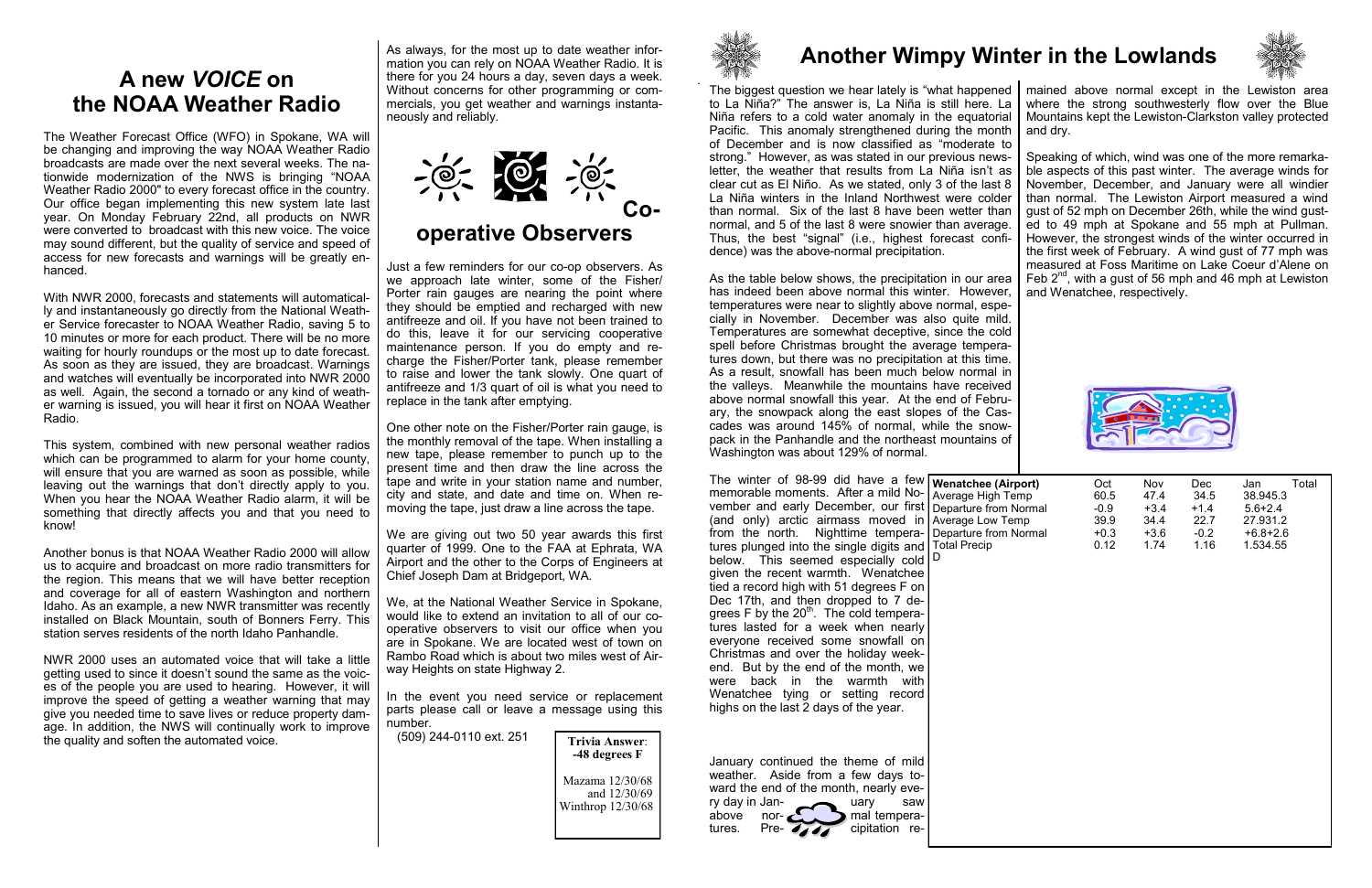# A new *VOICE* on the NOAA Weather Radio

The Weather Forecast Office (WFO) in Spokane, WA will be changing and improving the way NOAA Weather Radio broadcasts are made over the next several weeks. The nationwide modernization of the NWS is bringing "NOAA Weather Radio 2000" to every forecast office in the country. Our office began implementing this new system late last year. On Monday February 22nd, all products on NWR were converted to broadcast with this new voice. The voice may sound different, but the quality of service and speed of access for new forecasts and warnings will be greatly enhanced.

With NWR 2000, forecasts and statements will automatically and instantaneously go directly from the National Weather Service forecaster to NOAA Weather Radio, saving 5 to 10 minutes or more for each product. There will be no more waiting for hourly roundups or the most up to date forecast. As soon as they are issued, they are broadcast. Warnings and watches will eventually be incorporated into NWR 2000 as well. Again, the second a tornado or any kind of weather warning is issued, you will hear it first on NOAA Weather Radio.

This system, combined with new personal weather radios which can be programmed to alarm for your home county, will ensure that you are warned as soon as possible, while leaving out the warnings that don't directly apply to you. When you hear the NOAA Weather Radio alarm, it will be something that directly affects you and that you need to know!

Another bonus is that NOAA Weather Radio 2000 will allow us to acquire and broadcast on more radio transmitters for the region. This means that we will have better reception and coverage for all of eastern Washington and northern Idaho. As an example, a new NWR transmitter was recently installed on Black Mountain, south of Bonners Ferry. This station serves residents of the north Idaho Panhandle.

NWR 2000 uses an automated voice that will take a little getting used to since it doesn't sound the same as the voices of the people you are used to hearing. However, it will improve the speed of getting a weather warning that may give you needed time to save lives or reduce property damage. In addition, the NWS will continually work to improve the quality and soften the automated voice.

As always, for the most up to date weather information you can rely on NOAA Weather Radio. It is there for you 24 hours a day, seven days a week. Without concerns for other programming or commercials, you get weather and warnings instantaneously and reliably.

# Co-operative Observers

Just a few reminders for our co-op observers. As we approach late winter, some of the Fisher/Porter rain gauges are nearing the point where they should be emptied and recharged with new antifreeze and oil. If you have not been trained to do this, leave it for our servicing cooperative maintenance person. If you do empty and recharge the Fisher/Porter tank, please remember to raise and lower the tank slowly. One quart of antifreeze and 1/3 quart of oil is what you need to replace in the tank after emptying.

One other note on the Fisher/Porter rain gauge, is the monthly removal of the tape. When installing a new tape, please remember to punch up to the present time and then draw the line across the tape and write in your station name and number, city and state, and date and time on. When removing the tape, just draw a line across the tape.

We are giving out two 50 year awards this first quarter of 1999. One to the FAA at Ephrata, WA Airport and the other to the Corps of Engineers at Chief Joseph Dam at Bridgeport, WA.

We, at the National Weather Service in Spokane, would like to extend an invitation to all of our cooperative observers to visit our office when you are in Spokane. We are located west of town on Rambo Road which is about two miles west of Airway Heights on state Highway 2.

In the event you need service or replacement parts please call or leave a message using this number.

(509) 244-0110 ext. 251

**Trivia Answer**:
**-48 degrees F**

Mazama 12/30/68
and 12/30/69
Winthrop 12/30/68

# Another Wimpy Winter in the Lowlands

The biggest question we hear lately is "what happened to La Niña?" The answer is, La Niña is still here. La Niña refers to a cold water anomaly in the equatorial Pacific. This anomaly strengthened during the month of December and is now classified as "moderate to strong." However, as was stated in our previous newsletter, the weather that results from La Niña isn't as clear cut as El Niño. As we stated, only 3 of the last 8 La Niña winters in the Inland Northwest were colder than normal. Six of the last 8 have been wetter than normal, and 5 of the last 8 were snowier than average. Thus, the best "signal" (i.e., highest forecast confidence) was the above-normal precipitation.

As the table below shows, the precipitation in our area has indeed been above normal this winter. However, temperatures were near to slightly above normal, especially in November. December was also quite mild. Temperatures are somewhat deceptive, since the cold spell before Christmas brought the average temperatures down, but there was no precipitation at this time. As a result, snowfall has been much below normal in the valleys. Meanwhile the mountains have received above normal snowfall this year. At the end of February, the snowpack along the east slopes of the Cascades was around 145% of normal, while the snowpack in the Panhandle and the northeast mountains of Washington was about 129% of normal.

The winter of 98-99 did have a few memorable moments. After a mild November and early December, our first (and only) arctic airmass moved in from the north. Nighttime temperatures plunged into the single digits and below. This seemed especially cold given the recent warmth. Wenatchee tied a record high with 51 degrees F on Dec 17th, and then dropped to 7 degrees F by the 20th. The cold temperatures lasted for a week when nearly everyone received some snowfall on Christmas and over the holiday weekend. But by the end of the month, we were back in the warmth with Wenatchee tying or setting record highs on the last 2 days of the year.

January continued the theme of mild weather. Aside from a few days toward the end of the month, nearly every day in January saw above normal temperatures. Precipitation remained above normal except in the Lewiston area where the strong southwesterly flow over the Blue Mountains kept the Lewiston-Clarkston valley protected and dry.

Speaking of which, wind was one of the more remarkable aspects of this past winter. The average winds for November, December, and January were all windier than normal. The Lewiston Airport measured a wind gust of 52 mph on December 26th, while the wind gusted to 49 mph at Spokane and 55 mph at Pullman. However, the strongest winds of the winter occurred in the first week of February. A wind gust of 77 mph was measured at Foss Maritime on Lake Coeur d'Alene on Feb 2nd, with a gust of 56 mph and 46 mph at Lewiston and Wenatchee, respectively.

| Wenatchee (Airport) | Oct | Nov | Dec | Jan | Total |
|---|---|---|---|---|---|
| Average High Temp | 60.5 | 47.4 | 34.5 | 38.945.3 | |
| Departure from Normal | -0.9 | +3.4 | +1.4 | 5.6+2.4 | |
| Average Low Temp | 39.9 | 34.4 | 22.7 | 27.931.2 | |
| Departure from Normal | +0.3 | +3.6 | -0.2 | +6.8+2.6 | |
| Total Precip | 0.12 | 1.74 | 1.16 | 1.534.55 | |

D